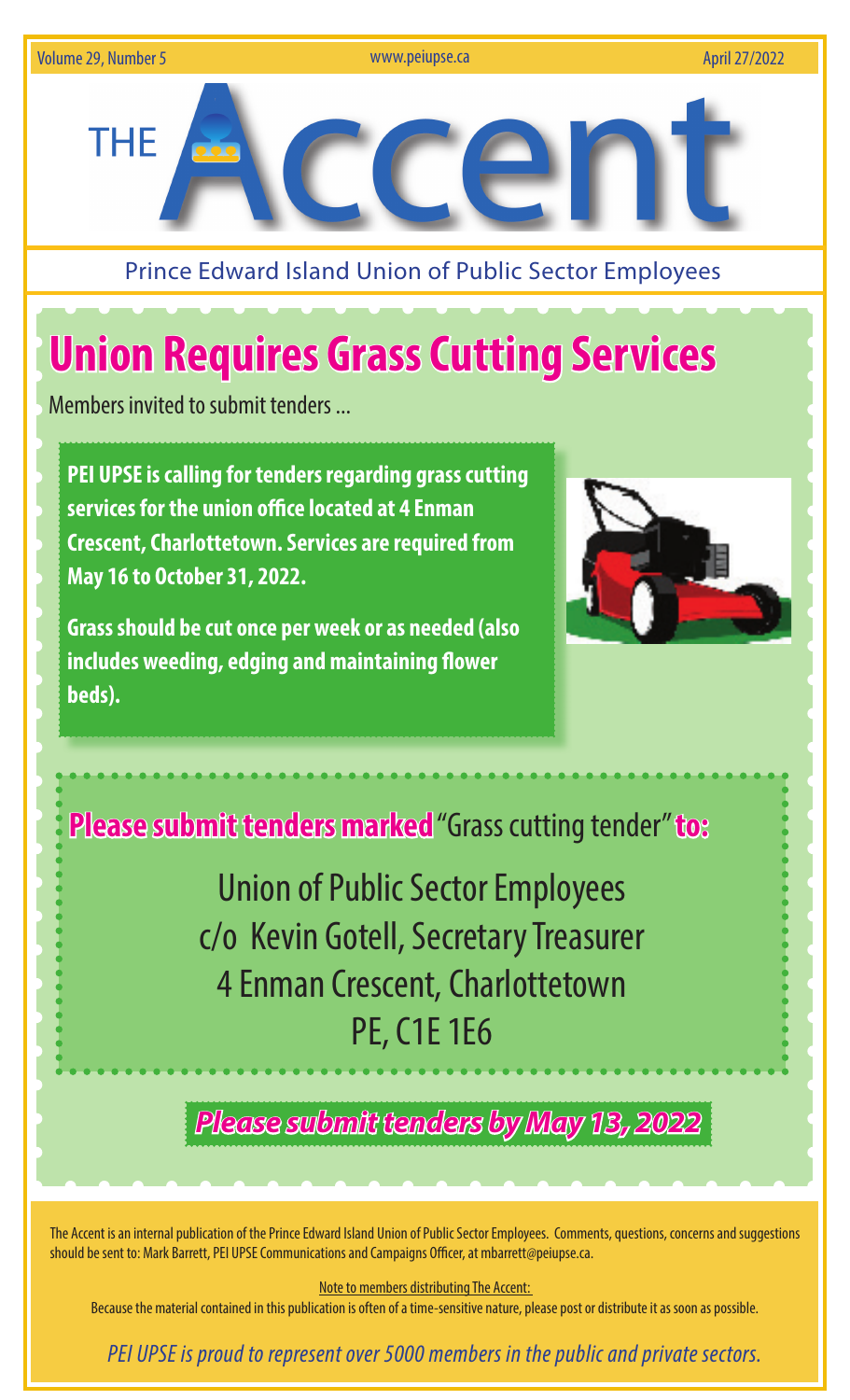# THE Accent

Prince Edward Island Union of Public Sector Employees

## Union Requires Grass Cutting Services

Members invited to submit tenders ...

**PEI UPSE is calling for tenders regarding grass cutting services for the union office located at 4 Enman Crescent, Charlottetown. Services are required from May 16 to October 31, 2022.**

**Grass should be cut once per week or as needed (also includes weeding, edging and maintaining flower beds).**

**Please submit tenders marked** "Grass cutting tender" **to:**

Union of Public Sector Employees
c/o Kevin Gotell, Secretary Treasurer
4 Enman Crescent, Charlottetown
PE, C1E 1E6

***Please submit tenders by May 13, 2022***

The Accent is an internal publication of the Prince Edward Island Union of Public Sector Employees. Comments, questions, concerns and suggestions should be sent to: Mark Barrett, PEI UPSE Communications and Campaigns Officer, at mbarrett@peiupse.ca.

Note to members distributing The Accent:
Because the material contained in this publication is often of a time-sensitive nature, please post or distribute it as soon as possible.

*PEI UPSE is proud to represent over 5000 members in the public and private sectors.*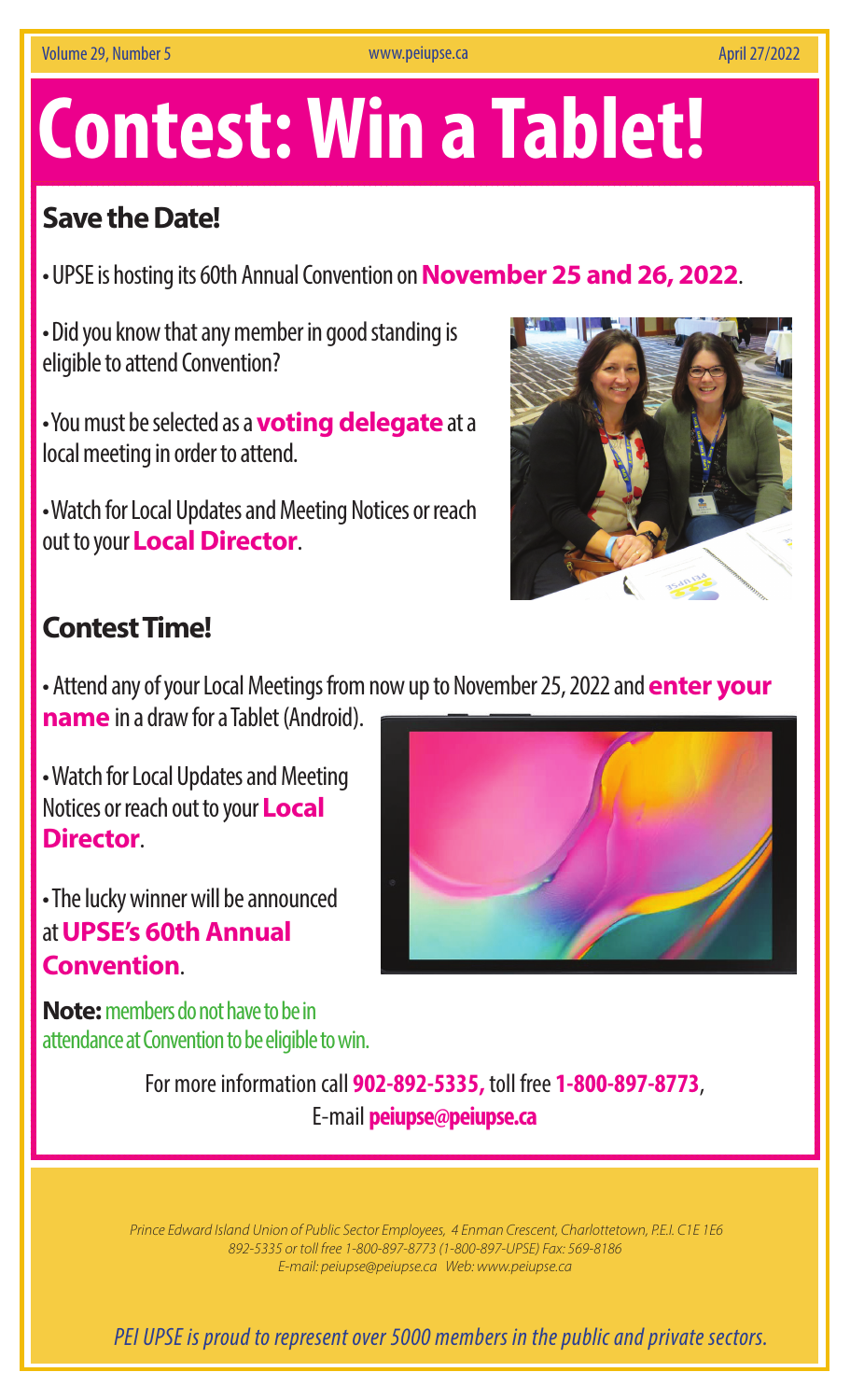# Contest: Win a Tablet!

## Save the Date!

- UPSE is hosting its 60th Annual Convention on **November 25 and 26, 2022**.
- Did you know that any member in good standing is eligible to attend Convention?
- You must be selected as a **voting delegate** at a local meeting in order to attend.
- Watch for Local Updates and Meeting Notices or reach out to your **Local Director**.

## Contest Time!

- Attend any of your Local Meetings from now up to November 25, 2022 and **enter your name** in a draw for a Tablet (Android).
- Watch for Local Updates and Meeting Notices or reach out to your **Local Director**.
- The lucky winner will be announced at **UPSE's 60th Annual Convention**.

**Note:** members do not have to be in attendance at Convention to be eligible to win.

For more information call **902-892-5335,** toll free **1-800-897-8773**, E-mail **peiupse@peiupse.ca**

*Prince Edward Island Union of Public Sector Employees, 4 Enman Crescent, Charlottetown, P.E.I. C1E 1E6*
*892-5335 or toll free 1-800-897-8773 (1-800-897-UPSE) Fax: 569-8186*
*E-mail: peiupse@peiupse.ca Web: www.peiupse.ca*

*PEI UPSE is proud to represent over 5000 members in the public and private sectors.*